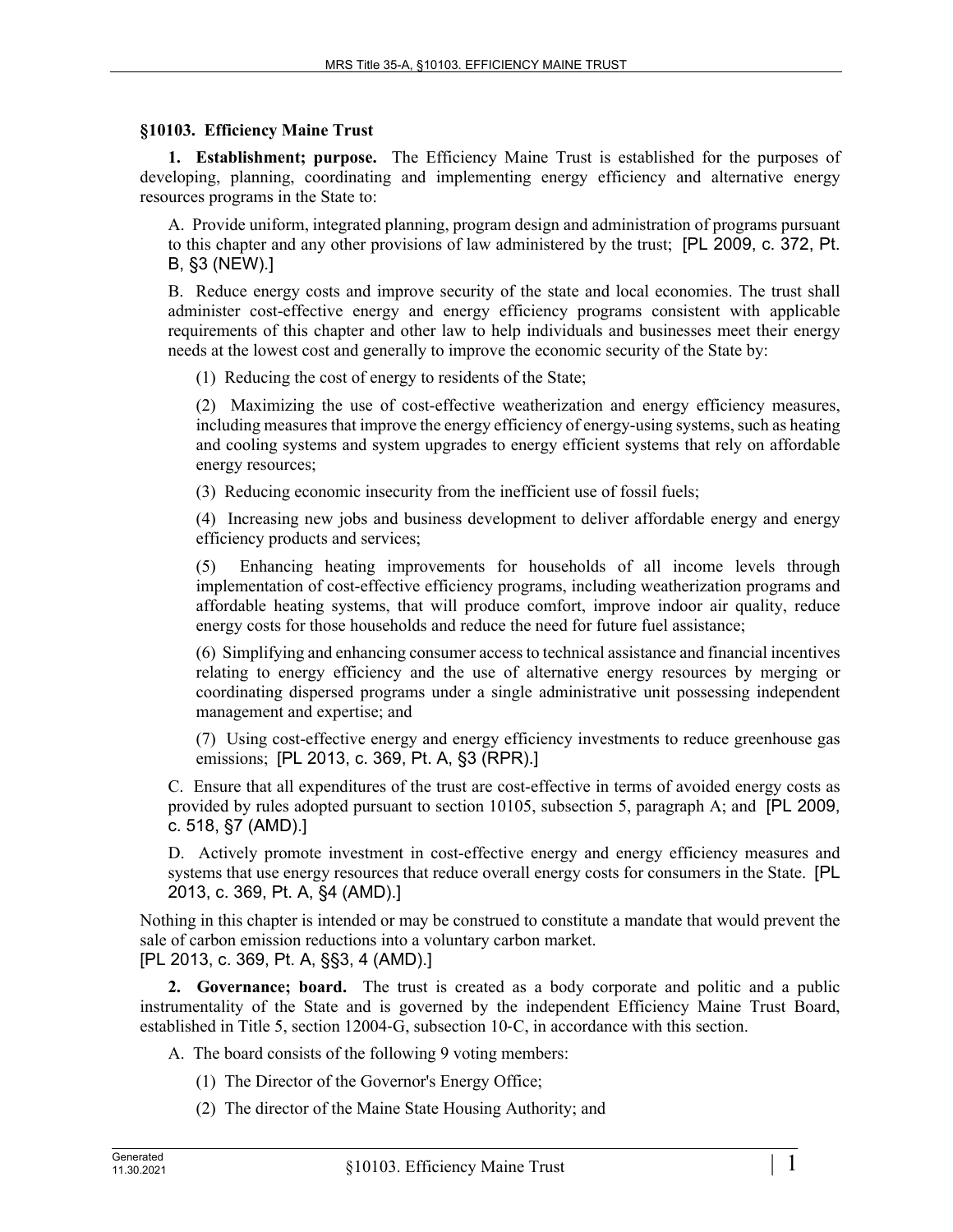### §10103. Efficiency Maine Trust

**1. Establishment; purpose.** The Efficiency Maine Trust is established for the purposes of developing, planning, coordinating and implementing energy efficiency and alternative energy resources programs in the State to:

A. Provide uniform, integrated planning, program design and administration of programs pursuant to this chapter and any other provisions of law administered by the trust; [PL 2009, c. 372, Pt. B, §3 (NEW).]

B. Reduce energy costs and improve security of the state and local economies. The trust shall administer cost-effective energy and energy efficiency programs consistent with applicable requirements of this chapter and other law to help individuals and businesses meet their energy needs at the lowest cost and generally to improve the economic security of the State by:

(1) Reducing the cost of energy to residents of the State;

(2) Maximizing the use of cost-effective weatherization and energy efficiency measures, including measures that improve the energy efficiency of energy-using systems, such as heating and cooling systems and system upgrades to energy efficient systems that rely on affordable energy resources;

(3) Reducing economic insecurity from the inefficient use of fossil fuels;

(4) Increasing new jobs and business development to deliver affordable energy and energy efficiency products and services;

(5) Enhancing heating improvements for households of all income levels through implementation of cost-effective efficiency programs, including weatherization programs and affordable heating systems, that will produce comfort, improve indoor air quality, reduce energy costs for those households and reduce the need for future fuel assistance;

(6) Simplifying and enhancing consumer access to technical assistance and financial incentives relating to energy efficiency and the use of alternative energy resources by merging or coordinating dispersed programs under a single administrative unit possessing independent management and expertise; and

(7) Using cost-effective energy and energy efficiency investments to reduce greenhouse gas emissions; [PL 2013, c. 369, Pt. A, §3 (RPR).]

C. Ensure that all expenditures of the trust are cost-effective in terms of avoided energy costs as provided by rules adopted pursuant to section 10105, subsection 5, paragraph A; and [PL 2009, c. 518, §7 (AMD).]

D. Actively promote investment in cost-effective energy and energy efficiency measures and systems that use energy resources that reduce overall energy costs for consumers in the State. [PL 2013, c. 369, Pt. A, §4 (AMD).]

Nothing in this chapter is intended or may be construed to constitute a mandate that would prevent the sale of carbon emission reductions into a voluntary carbon market.
[PL 2013, c. 369, Pt. A, §§3, 4 (AMD).]

**2. Governance; board.** The trust is created as a body corporate and politic and a public instrumentality of the State and is governed by the independent Efficiency Maine Trust Board, established in Title 5, section 12004-G, subsection 10-C, in accordance with this section.

A. The board consists of the following 9 voting members:

(1) The Director of the Governor's Energy Office;

(2) The director of the Maine State Housing Authority; and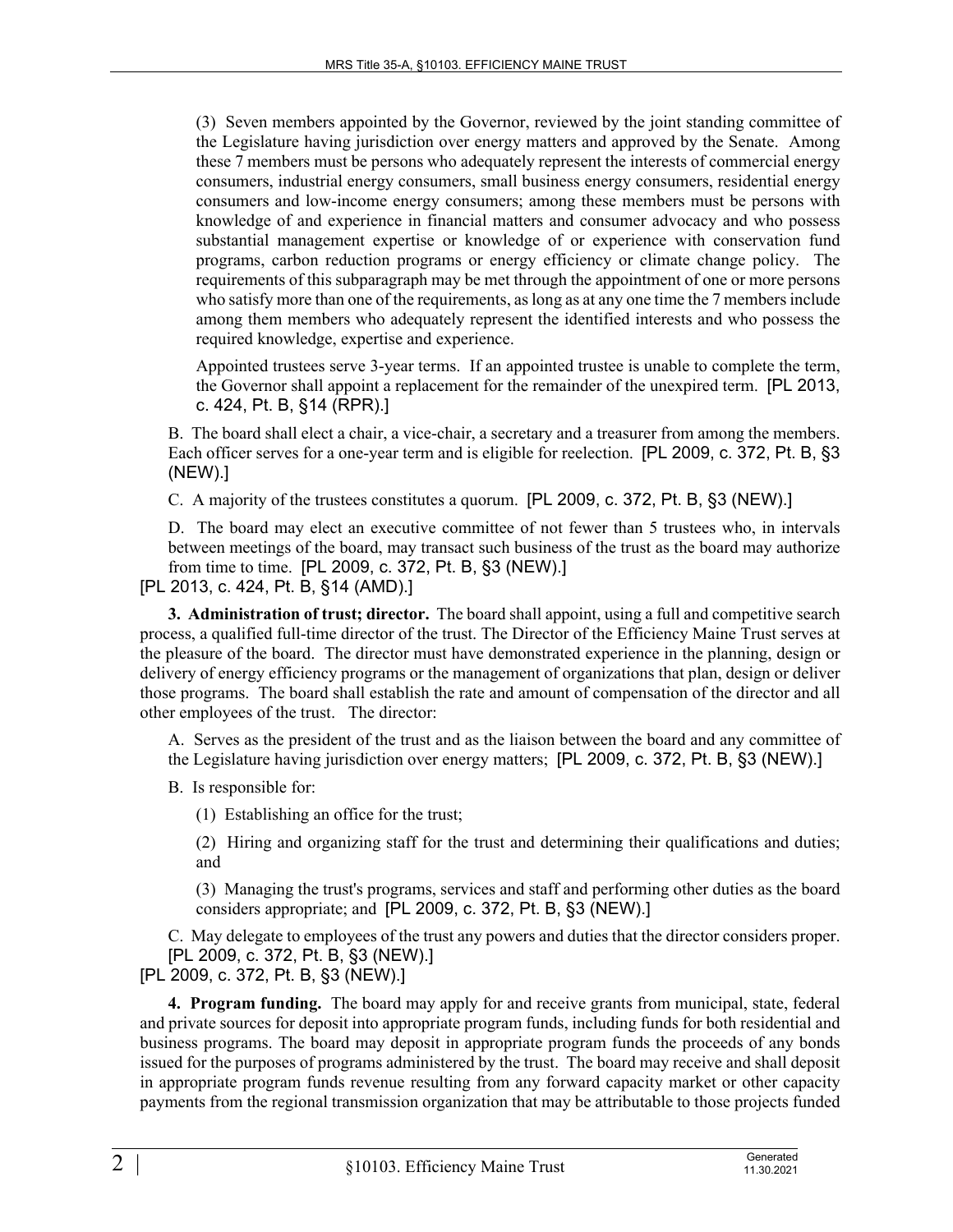(3) Seven members appointed by the Governor, reviewed by the joint standing committee of the Legislature having jurisdiction over energy matters and approved by the Senate. Among these 7 members must be persons who adequately represent the interests of commercial energy consumers, industrial energy consumers, small business energy consumers, residential energy consumers and low-income energy consumers; among these members must be persons with knowledge of and experience in financial matters and consumer advocacy and who possess substantial management expertise or knowledge of or experience with conservation fund programs, carbon reduction programs or energy efficiency or climate change policy. The requirements of this subparagraph may be met through the appointment of one or more persons who satisfy more than one of the requirements, as long as at any one time the 7 members include among them members who adequately represent the identified interests and who possess the required knowledge, expertise and experience.

Appointed trustees serve 3-year terms. If an appointed trustee is unable to complete the term, the Governor shall appoint a replacement for the remainder of the unexpired term. [PL 2013, c. 424, Pt. B, §14 (RPR).]

B. The board shall elect a chair, a vice-chair, a secretary and a treasurer from among the members. Each officer serves for a one-year term and is eligible for reelection. [PL 2009, c. 372, Pt. B, §3 (NEW).]

C. A majority of the trustees constitutes a quorum. [PL 2009, c. 372, Pt. B, §3 (NEW).]

D. The board may elect an executive committee of not fewer than 5 trustees who, in intervals between meetings of the board, may transact such business of the trust as the board may authorize from time to time. [PL 2009, c. 372, Pt. B, §3 (NEW).]

[PL 2013, c. 424, Pt. B, §14 (AMD).]

**3. Administration of trust; director.** The board shall appoint, using a full and competitive search process, a qualified full-time director of the trust. The Director of the Efficiency Maine Trust serves at the pleasure of the board. The director must have demonstrated experience in the planning, design or delivery of energy efficiency programs or the management of organizations that plan, design or deliver those programs. The board shall establish the rate and amount of compensation of the director and all other employees of the trust. The director:

A. Serves as the president of the trust and as the liaison between the board and any committee of the Legislature having jurisdiction over energy matters; [PL 2009, c. 372, Pt. B, §3 (NEW).]

B. Is responsible for:

(1) Establishing an office for the trust;

(2) Hiring and organizing staff for the trust and determining their qualifications and duties; and

(3) Managing the trust's programs, services and staff and performing other duties as the board considers appropriate; and [PL 2009, c. 372, Pt. B, §3 (NEW).]

C. May delegate to employees of the trust any powers and duties that the director considers proper. [PL 2009, c. 372, Pt. B, §3 (NEW).]

[PL 2009, c. 372, Pt. B, §3 (NEW).]

**4. Program funding.** The board may apply for and receive grants from municipal, state, federal and private sources for deposit into appropriate program funds, including funds for both residential and business programs. The board may deposit in appropriate program funds the proceeds of any bonds issued for the purposes of programs administered by the trust. The board may receive and shall deposit in appropriate program funds revenue resulting from any forward capacity market or other capacity payments from the regional transmission organization that may be attributable to those projects funded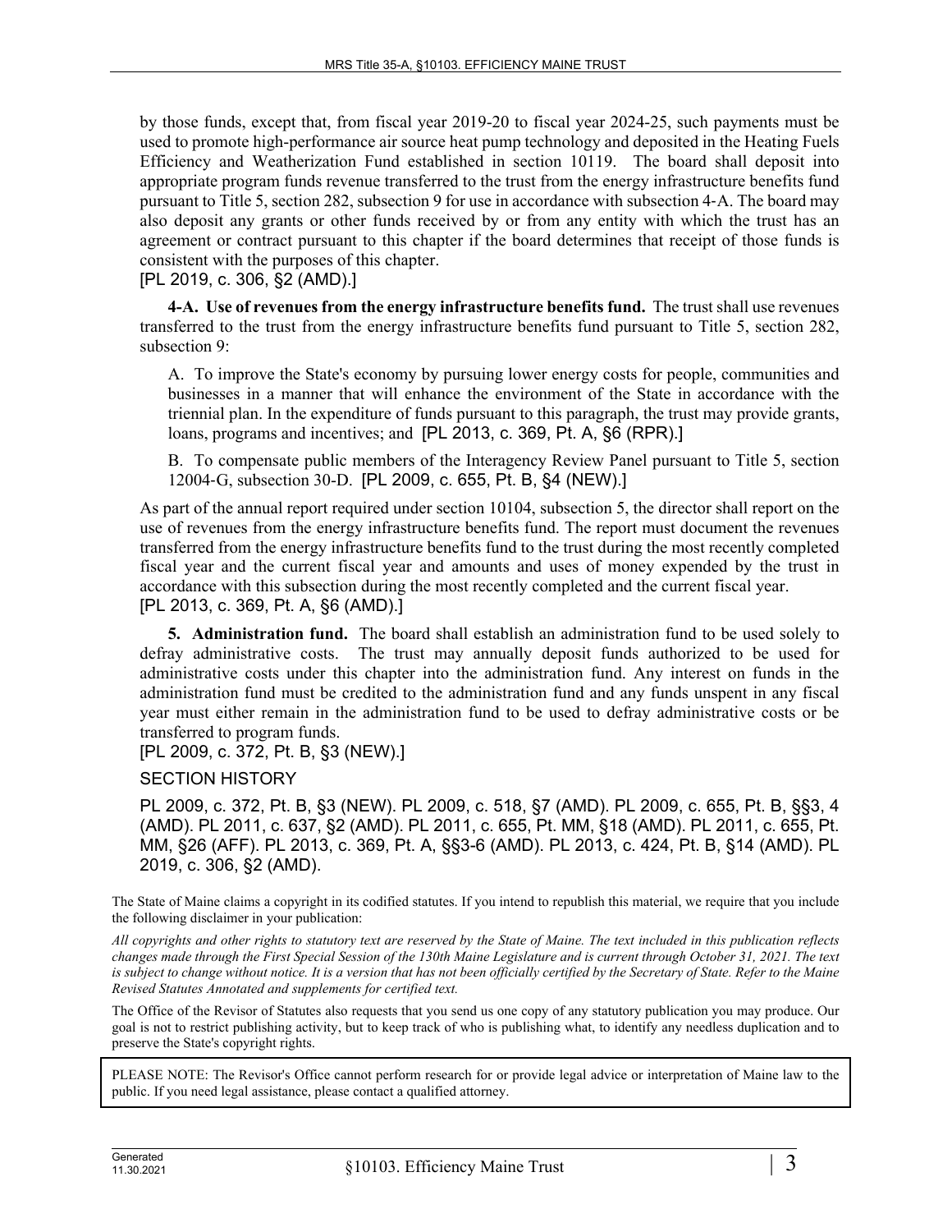by those funds, except that, from fiscal year 2019-20 to fiscal year 2024-25, such payments must be used to promote high-performance air source heat pump technology and deposited in the Heating Fuels Efficiency and Weatherization Fund established in section 10119. The board shall deposit into appropriate program funds revenue transferred to the trust from the energy infrastructure benefits fund pursuant to Title 5, section 282, subsection 9 for use in accordance with subsection 4-A. The board may also deposit any grants or other funds received by or from any entity with which the trust has an agreement or contract pursuant to this chapter if the board determines that receipt of those funds is consistent with the purposes of this chapter.
[PL 2019, c. 306, §2 (AMD).]

**4-A. Use of revenues from the energy infrastructure benefits fund.** The trust shall use revenues transferred to the trust from the energy infrastructure benefits fund pursuant to Title 5, section 282, subsection 9:

A. To improve the State's economy by pursuing lower energy costs for people, communities and businesses in a manner that will enhance the environment of the State in accordance with the triennial plan. In the expenditure of funds pursuant to this paragraph, the trust may provide grants, loans, programs and incentives; and [PL 2013, c. 369, Pt. A, §6 (RPR).]

B. To compensate public members of the Interagency Review Panel pursuant to Title 5, section 12004-G, subsection 30-D. [PL 2009, c. 655, Pt. B, §4 (NEW).]

As part of the annual report required under section 10104, subsection 5, the director shall report on the use of revenues from the energy infrastructure benefits fund. The report must document the revenues transferred from the energy infrastructure benefits fund to the trust during the most recently completed fiscal year and the current fiscal year and amounts and uses of money expended by the trust in accordance with this subsection during the most recently completed and the current fiscal year.
[PL 2013, c. 369, Pt. A, §6 (AMD).]

**5. Administration fund.** The board shall establish an administration fund to be used solely to defray administrative costs. The trust may annually deposit funds authorized to be used for administrative costs under this chapter into the administration fund. Any interest on funds in the administration fund must be credited to the administration fund and any funds unspent in any fiscal year must either remain in the administration fund to be used to defray administrative costs or be transferred to program funds.
[PL 2009, c. 372, Pt. B, §3 (NEW).]

SECTION HISTORY

PL 2009, c. 372, Pt. B, §3 (NEW). PL 2009, c. 518, §7 (AMD). PL 2009, c. 655, Pt. B, §§3, 4 (AMD). PL 2011, c. 637, §2 (AMD). PL 2011, c. 655, Pt. MM, §18 (AMD). PL 2011, c. 655, Pt. MM, §26 (AFF). PL 2013, c. 369, Pt. A, §§3-6 (AMD). PL 2013, c. 424, Pt. B, §14 (AMD). PL 2019, c. 306, §2 (AMD).

The State of Maine claims a copyright in its codified statutes. If you intend to republish this material, we require that you include the following disclaimer in your publication:

*All copyrights and other rights to statutory text are reserved by the State of Maine. The text included in this publication reflects changes made through the First Special Session of the 130th Maine Legislature and is current through October 31, 2021. The text is subject to change without notice. It is a version that has not been officially certified by the Secretary of State. Refer to the Maine Revised Statutes Annotated and supplements for certified text.*

The Office of the Revisor of Statutes also requests that you send us one copy of any statutory publication you may produce. Our goal is not to restrict publishing activity, but to keep track of who is publishing what, to identify any needless duplication and to preserve the State's copyright rights.

PLEASE NOTE: The Revisor's Office cannot perform research for or provide legal advice or interpretation of Maine law to the public. If you need legal assistance, please contact a qualified attorney.